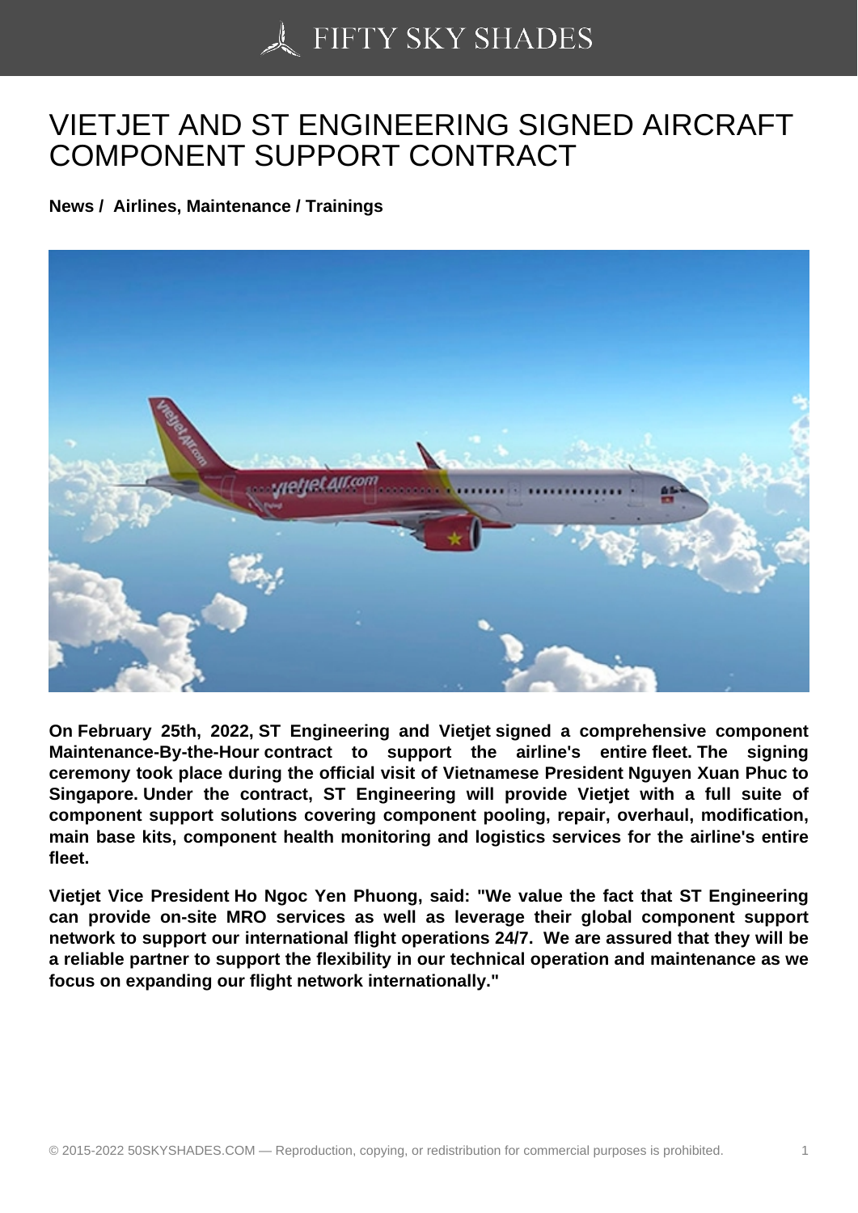# VIETJET AND ST ENGINEERING SIGNED AIRCRAFT COMPONENT SUPPORT CONTRACT

**News / Airlines, Maintenance / Trainings**

**On February 25th, 2022, ST Engineering and Vietjet signed a comprehensive component Maintenance-By-the-Hour contract to support the airline's entire fleet. The signing ceremony took place during the official visit of Vietnamese President Nguyen Xuan Phuc to Singapore. Under the contract, ST Engineering will provide Vietjet with a full suite of component support solutions covering component pooling, repair, overhaul, modification, main base kits, component health monitoring and logistics services for the airline's entire fleet.**

**Vietjet Vice President Ho Ngoc Yen Phuong, said: "We value the fact that ST Engineering can provide on-site MRO services as well as leverage their global component support network to support our international flight operations 24/7. We are assured that they will be a reliable partner to support the flexibility in our technical operation and maintenance as we focus on expanding our flight network internationally."**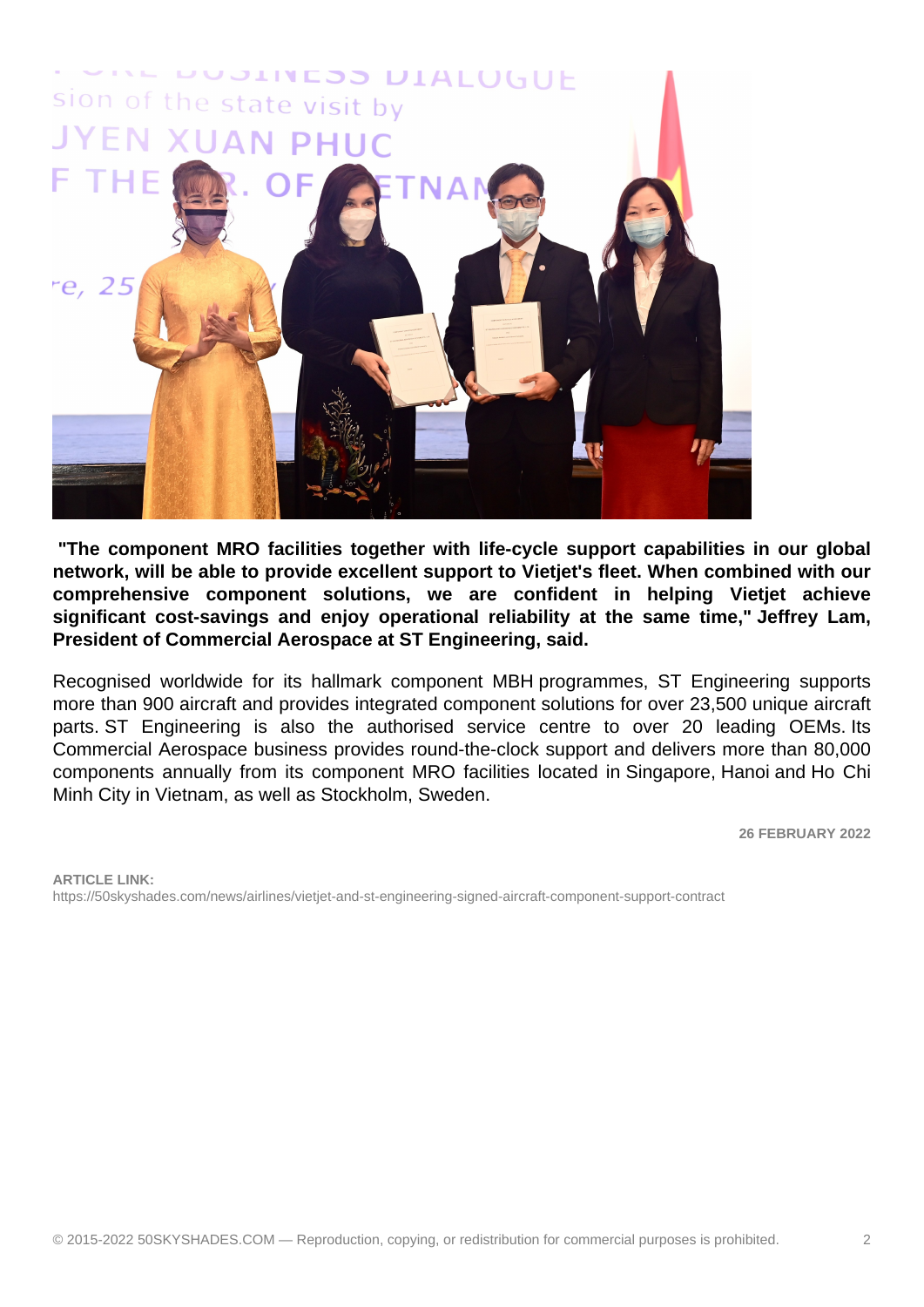**"The component MRO facilities together with life-cycle support capabilities in our global network, will be able to provide excellent support to Vietjet's fleet. When combined with our comprehensive component solutions, we are confident in helping Vietjet achieve significant cost-savings and enjoy operational reliability at the same time," Jeffrey Lam, President of Commercial Aerospace at ST Engineering, said.**

Recognised worldwide for its hallmark component MBH programmes, ST Engineering supports more than 900 aircraft and provides integrated component solutions for over 23,500 unique aircraft parts. ST Engineering is also the authorised service centre to over 20 leading OEMs. Its Commercial Aerospace business provides round-the-clock support and delivers more than 80,000 components annually from its component MRO facilities located in Singapore, Hanoi and Ho Chi Minh City in Vietnam, as well as Stockholm, Sweden.

**26 FEBRUARY 2022**

**ARTICLE LINK:**
https://50skyshades.com/news/airlines/vietjet-and-st-engineering-signed-aircraft-component-support-contract

© 2015-2022 50SKYSHADES.COM — Reproduction, copying, or redistribution for commercial purposes is prohibited.